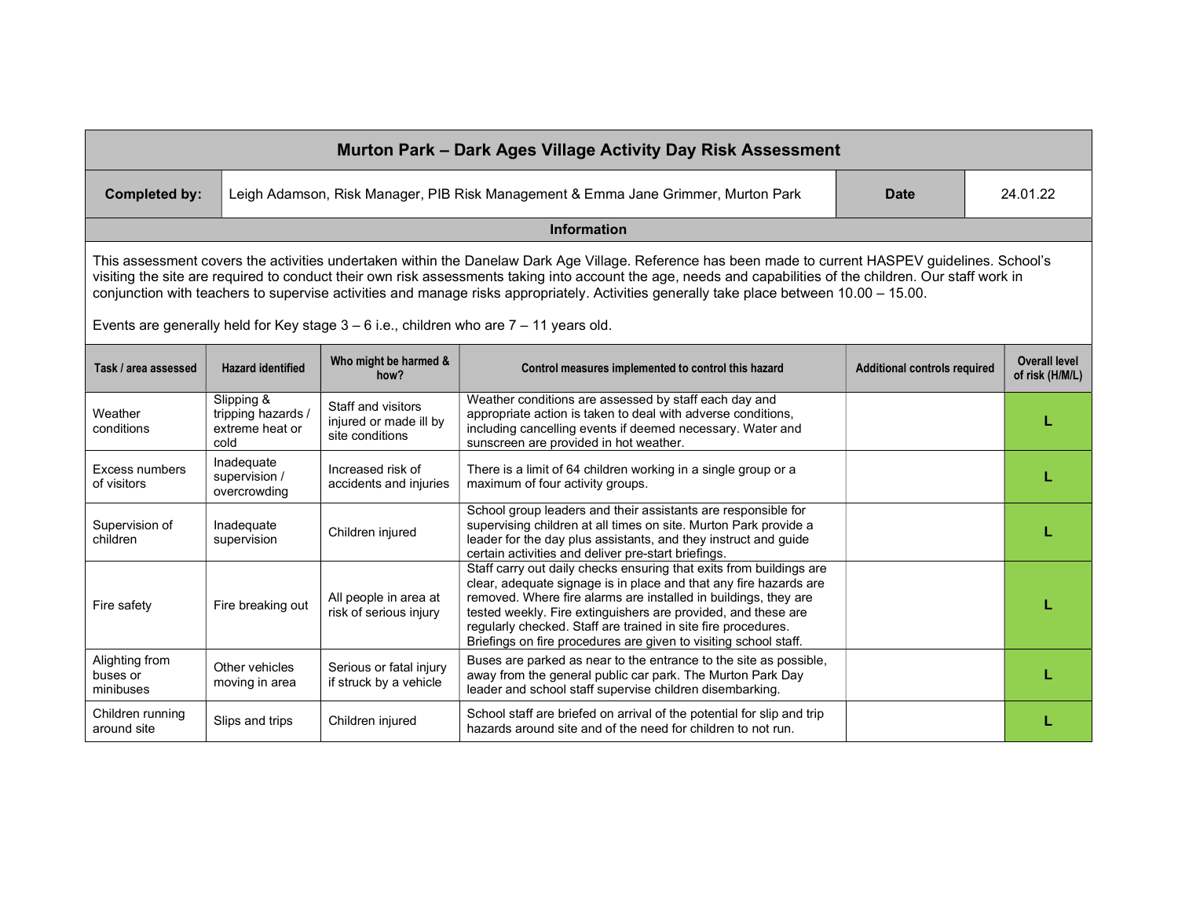# Murton Park – Dark Ages Village Activity Day Risk Assessment

| **Completed by:** | Leigh Adamson, Risk Manager, PIB Risk Management & Emma Jane Grimmer, Murton Park | **Date** | 24.01.22 |
|---|---|---|---|

## Information

This assessment covers the activities undertaken within the Danelaw Dark Age Village. Reference has been made to current HASPEV guidelines. School's visiting the site are required to conduct their own risk assessments taking into account the age, needs and capabilities of the children. Our staff work in conjunction with teachers to supervise activities and manage risks appropriately. Activities generally take place between 10.00 – 15.00.

Events are generally held for Key stage 3 – 6 i.e., children who are 7 – 11 years old.

| Task / area assessed | Hazard identified | Who might be harmed & how? | Control measures implemented to control this hazard | Additional controls required | Overall level of risk (H/M/L) |
|---|---|---|---|---|---|
| Weather conditions | Slipping & tripping hazards / extreme heat or cold | Staff and visitors injured or made ill by site conditions | Weather conditions are assessed by staff each day and appropriate action is taken to deal with adverse conditions, including cancelling events if deemed necessary. Water and sunscreen are provided in hot weather. | | L |
| Excess numbers of visitors | Inadequate supervision / overcrowding | Increased risk of accidents and injuries | There is a limit of 64 children working in a single group or a maximum of four activity groups. | | L |
| Supervision of children | Inadequate supervision | Children injured | School group leaders and their assistants are responsible for supervising children at all times on site. Murton Park provide a leader for the day plus assistants, and they instruct and guide certain activities and deliver pre-start briefings. | | L |
| Fire safety | Fire breaking out | All people in area at risk of serious injury | Staff carry out daily checks ensuring that exits from buildings are clear, adequate signage is in place and that any fire hazards are removed. Where fire alarms are installed in buildings, they are tested weekly. Fire extinguishers are provided, and these are regularly checked. Staff are trained in site fire procedures. Briefings on fire procedures are given to visiting school staff. | | L |
| Alighting from buses or minibuses | Other vehicles moving in area | Serious or fatal injury if struck by a vehicle | Buses are parked as near to the entrance to the site as possible, away from the general public car park. The Murton Park Day leader and school staff supervise children disembarking. | | L |
| Children running around site | Slips and trips | Children injured | School staff are briefed on arrival of the potential for slip and trip hazards around site and of the need for children to not run. | | L |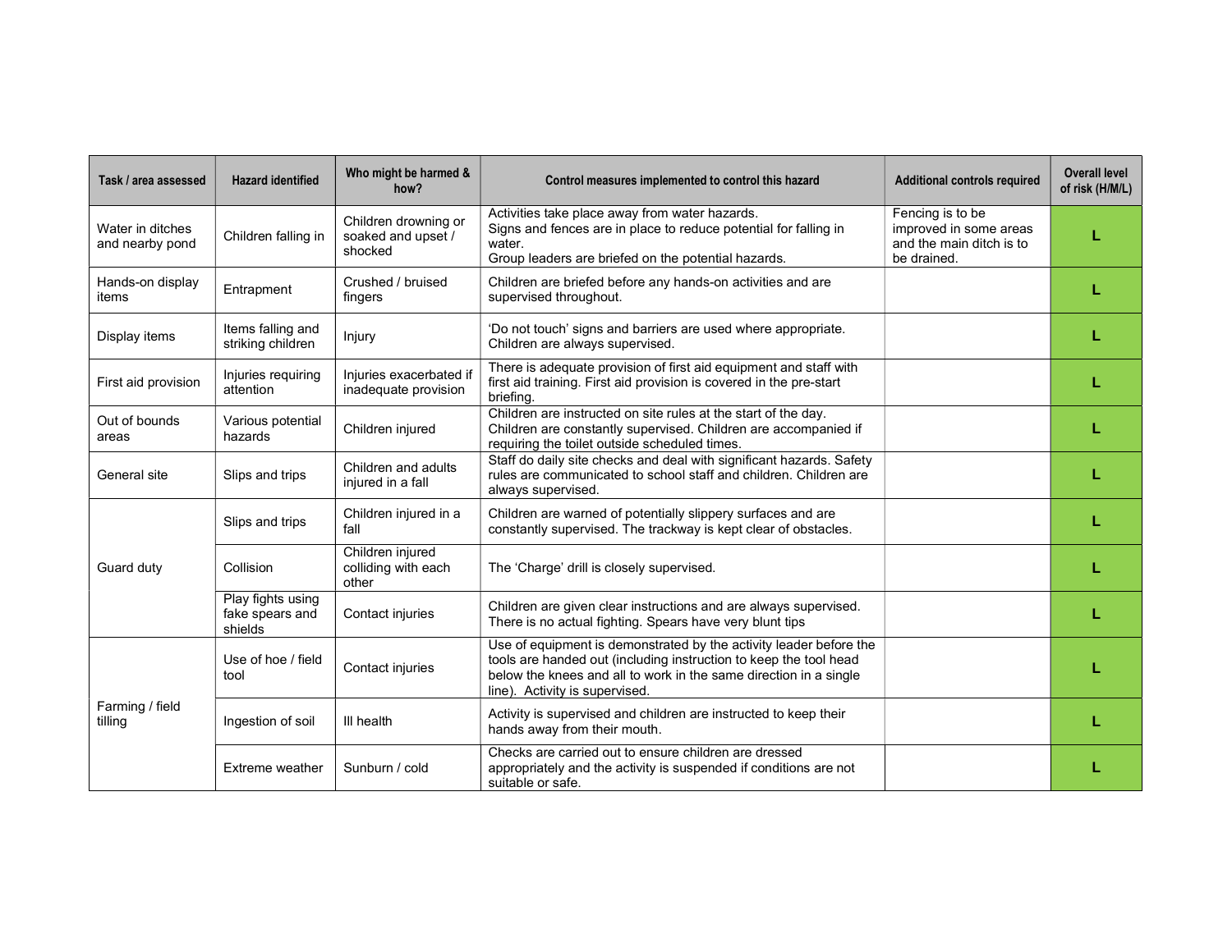| Task / area assessed | Hazard identified | Who might be harmed & how? | Control measures implemented to control this hazard | Additional controls required | Overall level of risk (H/M/L) |
|---|---|---|---|---|---|
| Water in ditches and nearby pond | Children falling in | Children drowning or soaked and upset / shocked | Activities take place away from water hazards. Signs and fences are in place to reduce potential for falling in water. Group leaders are briefed on the potential hazards. | Fencing is to be improved in some areas and the main ditch is to be drained. | L |
| Hands-on display items | Entrapment | Crushed / bruised fingers | Children are briefed before any hands-on activities and are supervised throughout. | | L |
| Display items | Items falling and striking children | Injury | 'Do not touch' signs and barriers are used where appropriate. Children are always supervised. | | L |
| First aid provision | Injuries requiring attention | Injuries exacerbated if inadequate provision | There is adequate provision of first aid equipment and staff with first aid training. First aid provision is covered in the pre-start briefing. | | L |
| Out of bounds areas | Various potential hazards | Children injured | Children are instructed on site rules at the start of the day. Children are constantly supervised. Children are accompanied if requiring the toilet outside scheduled times. | | L |
| General site | Slips and trips | Children and adults injured in a fall | Staff do daily site checks and deal with significant hazards. Safety rules are communicated to school staff and children. Children are always supervised. | | L |
| Guard duty | Slips and trips | Children injured in a fall | Children are warned of potentially slippery surfaces and are constantly supervised. The trackway is kept clear of obstacles. | | L |
| | Collision | Children injured colliding with each other | The 'Charge' drill is closely supervised. | | L |
| | Play fights using fake spears and shields | Contact injuries | Children are given clear instructions and are always supervised. There is no actual fighting. Spears have very blunt tips | | L |
| Farming / field tilling | Use of hoe / field tool | Contact injuries | Use of equipment is demonstrated by the activity leader before the tools are handed out (including instruction to keep the tool head below the knees and all to work in the same direction in a single line). Activity is supervised. | | L |
| | Ingestion of soil | Ill health | Activity is supervised and children are instructed to keep their hands away from their mouth. | | L |
| | Extreme weather | Sunburn / cold | Checks are carried out to ensure children are dressed appropriately and the activity is suspended if conditions are not suitable or safe. | | L |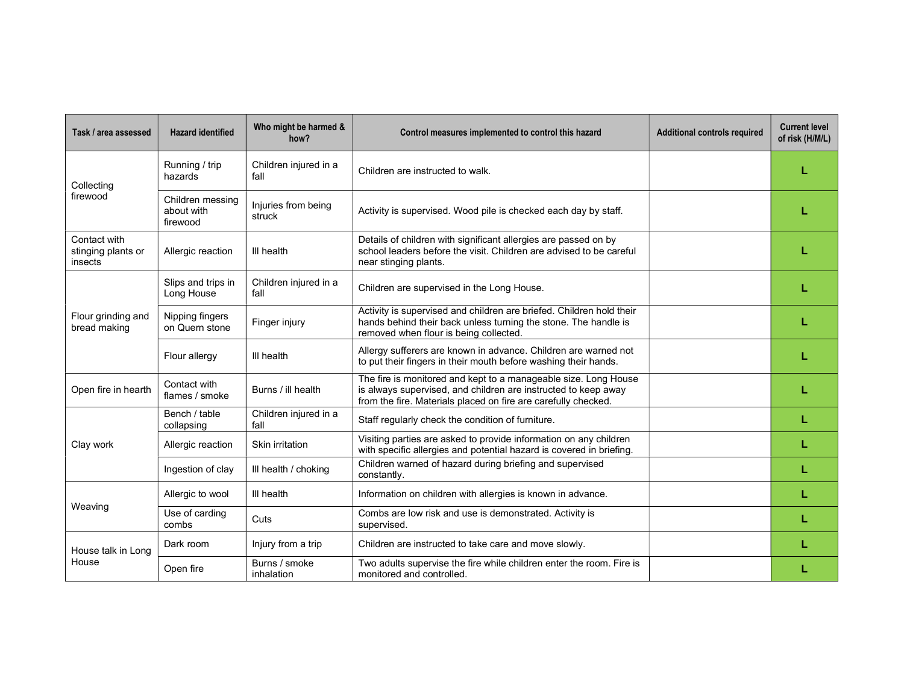| Task / area assessed | Hazard identified | Who might be harmed & how? | Control measures implemented to control this hazard | Additional controls required | Current level of risk (H/M/L) |
|---|---|---|---|---|---|
| Collecting firewood | Running / trip hazards | Children injured in a fall | Children are instructed to walk. | | L |
| | Children messing about with firewood | Injuries from being struck | Activity is supervised. Wood pile is checked each day by staff. | | L |
| Contact with stinging plants or insects | Allergic reaction | Ill health | Details of children with significant allergies are passed on by school leaders before the visit. Children are advised to be careful near stinging plants. | | L |
| Flour grinding and bread making | Slips and trips in Long House | Children injured in a fall | Children are supervised in the Long House. | | L |
| | Nipping fingers on Quern stone | Finger injury | Activity is supervised and children are briefed. Children hold their hands behind their back unless turning the stone. The handle is removed when flour is being collected. | | L |
| | Flour allergy | Ill health | Allergy sufferers are known in advance. Children are warned not to put their fingers in their mouth before washing their hands. | | L |
| Open fire in hearth | Contact with flames / smoke | Burns / ill health | The fire is monitored and kept to a manageable size. Long House is always supervised, and children are instructed to keep away from the fire. Materials placed on fire are carefully checked. | | L |
| Clay work | Bench / table collapsing | Children injured in a fall | Staff regularly check the condition of furniture. | | L |
| | Allergic reaction | Skin irritation | Visiting parties are asked to provide information on any children with specific allergies and potential hazard is covered in briefing. | | L |
| | Ingestion of clay | Ill health / choking | Children warned of hazard during briefing and supervised constantly. | | L |
| Weaving | Allergic to wool | Ill health | Information on children with allergies is known in advance. | | L |
| | Use of carding combs | Cuts | Combs are low risk and use is demonstrated. Activity is supervised. | | L |
| House talk in Long House | Dark room | Injury from a trip | Children are instructed to take care and move slowly. | | L |
| | Open fire | Burns / smoke inhalation | Two adults supervise the fire while children enter the room. Fire is monitored and controlled. | | L |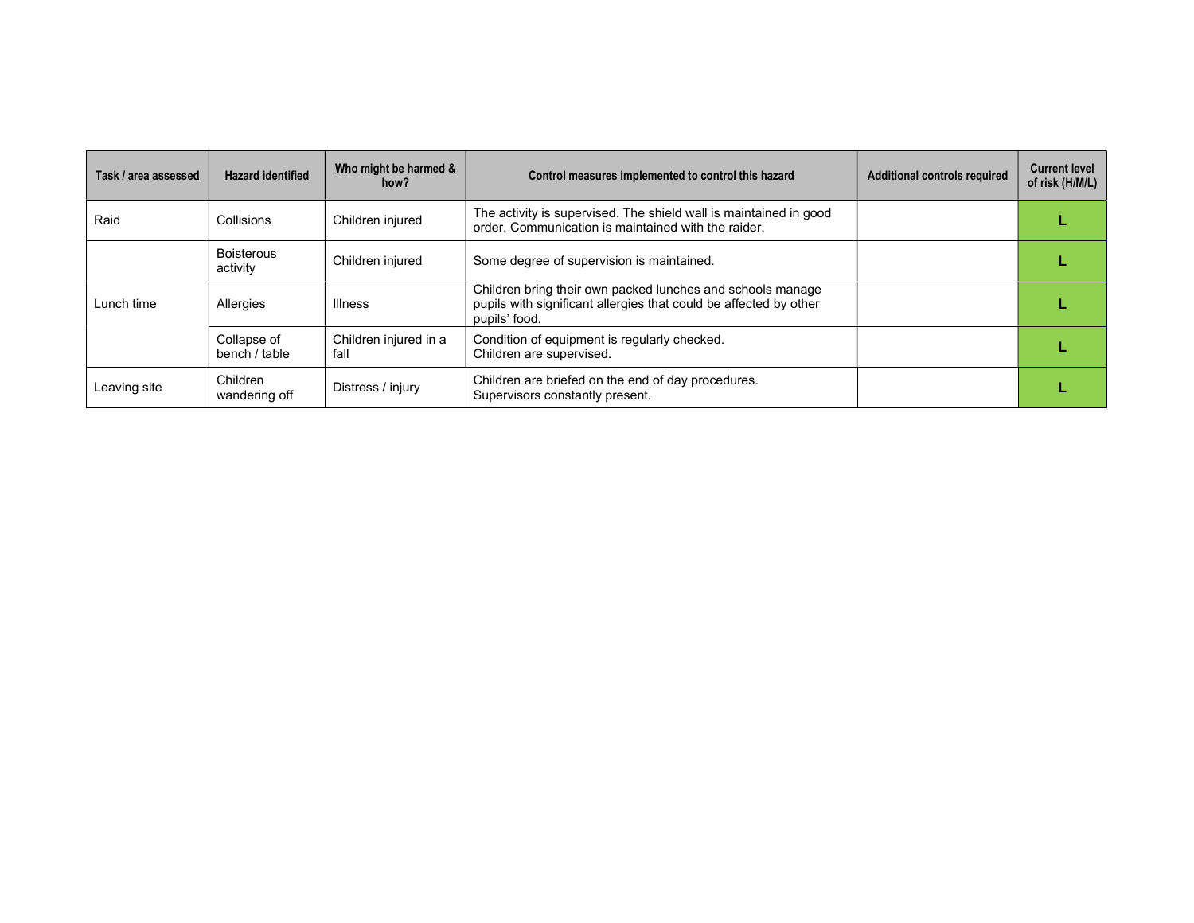| Task / area assessed | Hazard identified | Who might be harmed & how? | Control measures implemented to control this hazard | Additional controls required | Current level of risk (H/M/L) |
|---|---|---|---|---|---|
| Raid | Collisions | Children injured | The activity is supervised. The shield wall is maintained in good order. Communication is maintained with the raider. | | L |
| Lunch time | Boisterous activity | Children injured | Some degree of supervision is maintained. | | L |
| | Allergies | Illness | Children bring their own packed lunches and schools manage pupils with significant allergies that could be affected by other pupils' food. | | L |
| | Collapse of bench / table | Children injured in a fall | Condition of equipment is regularly checked. Children are supervised. | | L |
| Leaving site | Children wandering off | Distress / injury | Children are briefed on the end of day procedures. Supervisors constantly present. | | L |